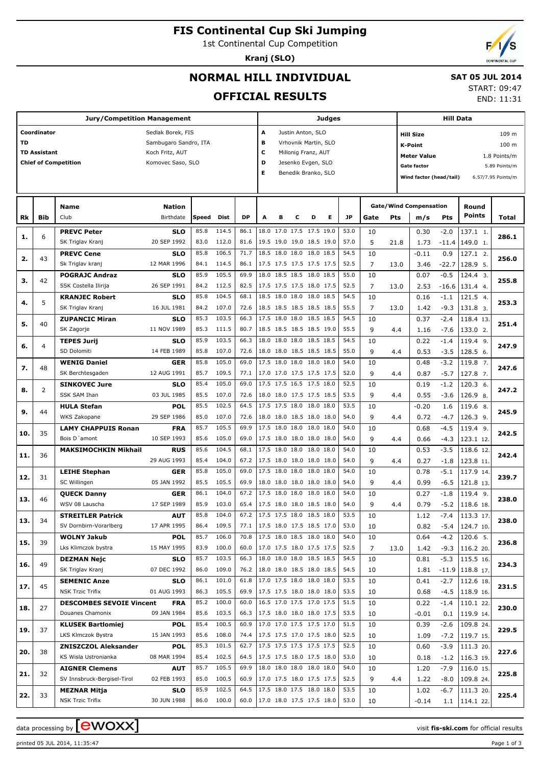# FIS Continental Cup Ski Jumping

1st Continental Cup Competition

**Kranj (SLO)**

## NORMAL HILL INDIVIDUAL

## OFFICIAL RESULTS

**SAT 05 JUL 2014**

START: 09:47

END: 11:31

| Jury/Competition Management | | Judges | | Hill Data | |
|---|---|---|---|---|---|
| Coordinator | Sedlak Borek, FIS | A | Justin Anton, SLO | Hill Size | 109 m |
| TD | Sambugaro Sandro, ITA | B | Vrhovnik Martin, SLO | K-Point | 100 m |
| TD Assistant | Koch Fritz, AUT | C | Millonig Franz, AUT | Meter Value | 1.8 Points/m |
| Chief of Competition | Komovec Saso, SLO | D | Jesenko Evgen, SLO | Gate factor | 5.89 Points/m |
| | | E | Benedik Branko, SLO | Wind factor (head/tail) | 6.57/7.95 Points/m |

| Rk | Bib | Name / Club | Nation / Birthdate | Speed | Dist | DP | A | B | C | D | E | JP | Gate | Pts | m/s | Pts | Round Points | Total |
|---|---|---|---|---|---|---|---|---|---|---|---|---|---|---|---|---|---|---|
| 1. | 6 | **PREVC Peter** | **SLO** | 85.8 | 114.5 | 86.1 | 18.0 | 17.0 | 17.5 | 17.5 | 19.0 | 53.0 | 10 | | 0.30 | -2.0 | 137.1 1. | 286.1 |
| | | SK Triglav Kranj | 20 SEP 1992 | 83.0 | 112.0 | 81.6 | 19.5 | 19.0 | 19.0 | 18.5 | 19.0 | 57.0 | 5 | 21.8 | 1.73 | -11.4 | 149.0 1. | |
| 2. | 43 | **PREVC Cene** | **SLO** | 85.8 | 106.5 | 71.7 | 18.5 | 18.0 | 18.0 | 18.0 | 18.5 | 54.5 | 10 | | -0.11 | 0.9 | 127.1 2. | 256.0 |
| | | Sk Triglav kranj | 12 MAR 1996 | 84.1 | 114.5 | 86.1 | 17.5 | 17.5 | 17.5 | 17.5 | 17.5 | 52.5 | 7 | 13.0 | 3.46 | -22.7 | 128.9 5. | |
| 3. | 42 | **POGRAJC Andraz** | **SLO** | 85.9 | 105.5 | 69.9 | 18.0 | 18.5 | 18.5 | 18.0 | 18.5 | 55.0 | 10 | | 0.07 | -0.5 | 124.4 3. | 255.8 |
| | | SSK Costella Ilirija | 26 SEP 1991 | 84.2 | 112.5 | 82.5 | 17.5 | 17.5 | 17.5 | 18.0 | 17.5 | 52.5 | 7 | 13.0 | 2.53 | -16.6 | 131.4 4. | |
| 4. | 5 | **KRANJEC Robert** | **SLO** | 85.8 | 104.5 | 68.1 | 18.5 | 18.0 | 18.0 | 18.0 | 18.5 | 54.5 | 10 | | 0.16 | -1.1 | 121.5 4. | 253.3 |
| | | SK Triglav Kranj | 16 JUL 1981 | 84.2 | 107.0 | 72.6 | 18.5 | 18.5 | 18.5 | 18.5 | 18.5 | 55.5 | 7 | 13.0 | 1.42 | -9.3 | 131.8 3. | |
| 5. | 40 | **ZUPANCIC Miran** | **SLO** | 85.3 | 103.5 | 66.3 | 17.5 | 18.0 | 18.0 | 18.5 | 18.5 | 54.5 | 10 | | 0.37 | -2.4 | 118.4 13. | 251.4 |
| | | SK Zagorje | 11 NOV 1989 | 85.3 | 111.5 | 80.7 | 18.5 | 18.5 | 18.5 | 18.5 | 19.0 | 55.5 | 9 | 4.4 | 1.16 | -7.6 | 133.0 2. | |
| 6. | 4 | **TEPES Jurij** | **SLO** | 85.9 | 103.5 | 66.3 | 18.0 | 18.0 | 18.0 | 18.5 | 18.5 | 54.5 | 10 | | 0.22 | -1.4 | 119.4 9. | 247.9 |
| | | SD Dolomiti | 14 FEB 1989 | 85.8 | 107.0 | 72.6 | 18.0 | 18.0 | 18.5 | 18.5 | 18.5 | 55.0 | 9 | 4.4 | 0.53 | -3.5 | 128.5 6. | |
| 7. | 48 | **WENIG Daniel** | **GER** | 85.8 | 105.0 | 69.0 | 17.5 | 18.0 | 18.0 | 18.0 | 18.0 | 54.0 | 10 | | 0.48 | -3.2 | 119.8 7. | 247.6 |
| | | SK Berchtesgaden | 12 AUG 1991 | 85.7 | 109.5 | 77.1 | 17.0 | 17.0 | 17.5 | 17.5 | 17.5 | 52.0 | 9 | 4.4 | 0.87 | -5.7 | 127.8 7. | |
| 8. | 2 | **SINKOVEC Jure** | **SLO** | 85.4 | 105.0 | 69.0 | 17.5 | 17.5 | 16.5 | 17.5 | 18.0 | 52.5 | 10 | | 0.19 | -1.2 | 120.3 6. | 247.2 |
| | | SSK SAM Ihan | 03 JUL 1985 | 85.5 | 107.0 | 72.6 | 18.0 | 18.0 | 17.5 | 17.5 | 18.5 | 53.5 | 9 | 4.4 | 0.55 | -3.6 | 126.9 8. | |
| 9. | 44 | **HULA Stefan** | **POL** | 85.5 | 102.5 | 64.5 | 17.5 | 17.5 | 18.0 | 18.0 | 18.0 | 53.5 | 10 | | -0.20 | 1.6 | 119.6 8. | 245.9 |
| | | WKS Zakopane | 29 SEP 1986 | 85.0 | 107.0 | 72.6 | 18.0 | 18.0 | 18.5 | 18.0 | 18.0 | 54.0 | 9 | 4.4 | 0.72 | -4.7 | 126.3 9. | |
| 10. | 35 | **LAMY CHAPPUIS Ronan** | **FRA** | 85.7 | 105.5 | 69.9 | 17.5 | 18.0 | 18.0 | 18.0 | 18.0 | 54.0 | 10 | | 0.68 | -4.5 | 119.4 9. | 242.5 |
| | | Bois D´amont | 10 SEP 1993 | 85.6 | 105.0 | 69.0 | 17.5 | 18.0 | 18.0 | 18.0 | 18.0 | 54.0 | 9 | 4.4 | 0.66 | -4.3 | 123.1 12. | |
| 11. | 36 | **MAKSIMOCHKIN Mikhail** | **RUS** | 85.6 | 104.5 | 68.1 | 17.5 | 18.0 | 18.0 | 18.0 | 18.0 | 54.0 | 10 | | 0.53 | -3.5 | 118.6 12. | 242.4 |
| | | | 29 AUG 1993 | 85.4 | 104.0 | 67.2 | 17.5 | 18.0 | 18.0 | 18.0 | 18.0 | 54.0 | 9 | 4.4 | 0.27 | -1.8 | 123.8 11. | |
| 12. | 31 | **LEIHE Stephan** | **GER** | 85.8 | 105.0 | 69.0 | 17.5 | 18.0 | 18.0 | 18.0 | 18.0 | 54.0 | 10 | | 0.78 | -5.1 | 117.9 14. | 239.7 |
| | | SC Willingen | 05 JAN 1992 | 85.5 | 105.5 | 69.9 | 18.0 | 18.0 | 18.0 | 18.0 | 18.0 | 54.0 | 9 | 4.4 | 0.99 | -6.5 | 121.8 13. | |
| 13. | 46 | **QUECK Danny** | **GER** | 86.1 | 104.0 | 67.2 | 17.5 | 18.0 | 18.0 | 18.0 | 18.0 | 54.0 | 10 | | 0.27 | -1.8 | 119.4 9. | 238.0 |
| | | WSV 08 Lauscha | 17 SEP 1989 | 85.9 | 103.0 | 65.4 | 17.5 | 18.0 | 18.0 | 18.5 | 18.0 | 54.0 | 9 | 4.4 | 0.79 | -5.2 | 118.6 18. | |
| 13. | 34 | **STREITLER Patrick** | **AUT** | 85.8 | 104.0 | 67.2 | 17.5 | 17.5 | 18.0 | 18.5 | 18.0 | 53.5 | 10 | | 1.12 | -7.4 | 113.3 17. | 238.0 |
| | | SV Dornbirn-Vorarlberg | 17 APR 1995 | 86.4 | 109.5 | 77.1 | 17.5 | 18.0 | 17.5 | 18.5 | 17.0 | 53.0 | 10 | | 0.82 | -5.4 | 124.7 10. | |
| 15. | 39 | **WOLNY Jakub** | **POL** | 85.7 | 106.0 | 70.8 | 17.5 | 18.0 | 18.5 | 18.0 | 18.0 | 54.0 | 10 | | 0.64 | -4.2 | 120.6 5. | 236.8 |
| | | Lks Klimczok bystra | 15 MAY 1995 | 83.9 | 100.0 | 60.0 | 17.0 | 17.5 | 18.0 | 17.5 | 17.5 | 52.5 | 7 | 13.0 | 1.42 | -9.3 | 116.2 20. | |
| 16. | 49 | **DEZMAN Nejc** | **SLO** | 85.7 | 103.5 | 66.3 | 18.0 | 18.0 | 18.0 | 18.5 | 18.5 | 54.5 | 10 | | 0.81 | -5.3 | 115.5 16. | 234.3 |
| | | SK Triglav Kranj | 07 DEC 1992 | 86.0 | 109.0 | 76.2 | 18.0 | 18.0 | 18.5 | 18.0 | 18.5 | 54.5 | 10 | | 1.81 | -11.9 | 118.8 17. | |
| 17. | 45 | **SEMENIC Anze** | **SLO** | 86.1 | 101.0 | 61.8 | 17.0 | 17.5 | 18.0 | 18.0 | 18.0 | 53.5 | 10 | | 0.41 | -2.7 | 112.6 18. | 231.5 |
| | | NSK Trzic Trifix | 01 AUG 1993 | 86.3 | 105.5 | 69.9 | 17.5 | 17.5 | 18.0 | 18.0 | 18.0 | 53.5 | 10 | | 0.68 | -4.5 | 118.9 16. | |
| 18. | 27 | **DESCOMBES SEVOIE Vincent** | **FRA** | 85.2 | 100.0 | 60.0 | 16.5 | 17.0 | 17.5 | 17.0 | 17.5 | 51.5 | 10 | | 0.22 | -1.4 | 110.1 22. | 230.0 |
| | | Douanes Chamonix | 09 JAN 1984 | 85.6 | 103.5 | 66.3 | 17.5 | 18.0 | 18.0 | 18.0 | 17.5 | 53.5 | 10 | | -0.01 | 0.1 | 119.9 14. | |
| 19. | 37 | **KLUSEK Bartlomiej** | **POL** | 85.4 | 100.5 | 60.9 | 17.0 | 17.0 | 17.5 | 17.5 | 17.0 | 51.5 | 10 | | 0.39 | -2.6 | 109.8 24. | 229.5 |
| | | LKS Klmczok Bystra | 15 JAN 1993 | 85.6 | 108.0 | 74.4 | 17.5 | 17.5 | 17.0 | 17.5 | 18.0 | 52.5 | 10 | | 1.09 | -7.2 | 119.7 15. | |
| 20. | 38 | **ZNISZCZOL Aleksander** | **POL** | 85.3 | 101.5 | 62.7 | 17.5 | 17.5 | 17.5 | 17.5 | 17.5 | 52.5 | 10 | | 0.60 | -3.9 | 111.3 20. | 227.6 |
| | | KS Wisla Ustronianka | 08 MAR 1994 | 85.4 | 102.5 | 64.5 | 17.5 | 17.5 | 18.0 | 17.5 | 18.0 | 53.0 | 10 | | 0.18 | -1.2 | 116.3 19. | |
| 21. | 32 | **AIGNER Clemens** | **AUT** | 85.7 | 105.5 | 69.9 | 18.0 | 18.0 | 18.0 | 18.0 | 18.0 | 54.0 | 10 | | 1.20 | -7.9 | 116.0 15. | 225.8 |
| | | SV Innsbruck-Bergisel-Tirol | 02 FEB 1993 | 85.0 | 100.5 | 60.9 | 17.0 | 17.5 | 18.0 | 17.5 | 17.5 | 52.5 | 9 | 4.4 | 1.22 | -8.0 | 109.8 24. | |
| 22. | 33 | **MEZNAR Mitja** | **SLO** | 85.9 | 102.5 | 64.5 | 17.5 | 18.0 | 17.5 | 18.0 | 18.0 | 53.5 | 10 | | 1.02 | -6.7 | 111.3 20. | 225.4 |
| | | NSK Trzic Trifix | 30 JUN 1988 | 86.0 | 100.0 | 60.0 | 17.0 | 18.0 | 17.5 | 17.5 | 18.0 | 53.0 | 10 | | -0.14 | 1.1 | 114.1 22. | |

data processing by ewoxx

visit fis-ski.com for official results

printed 05 JUL 2014, 11:35:47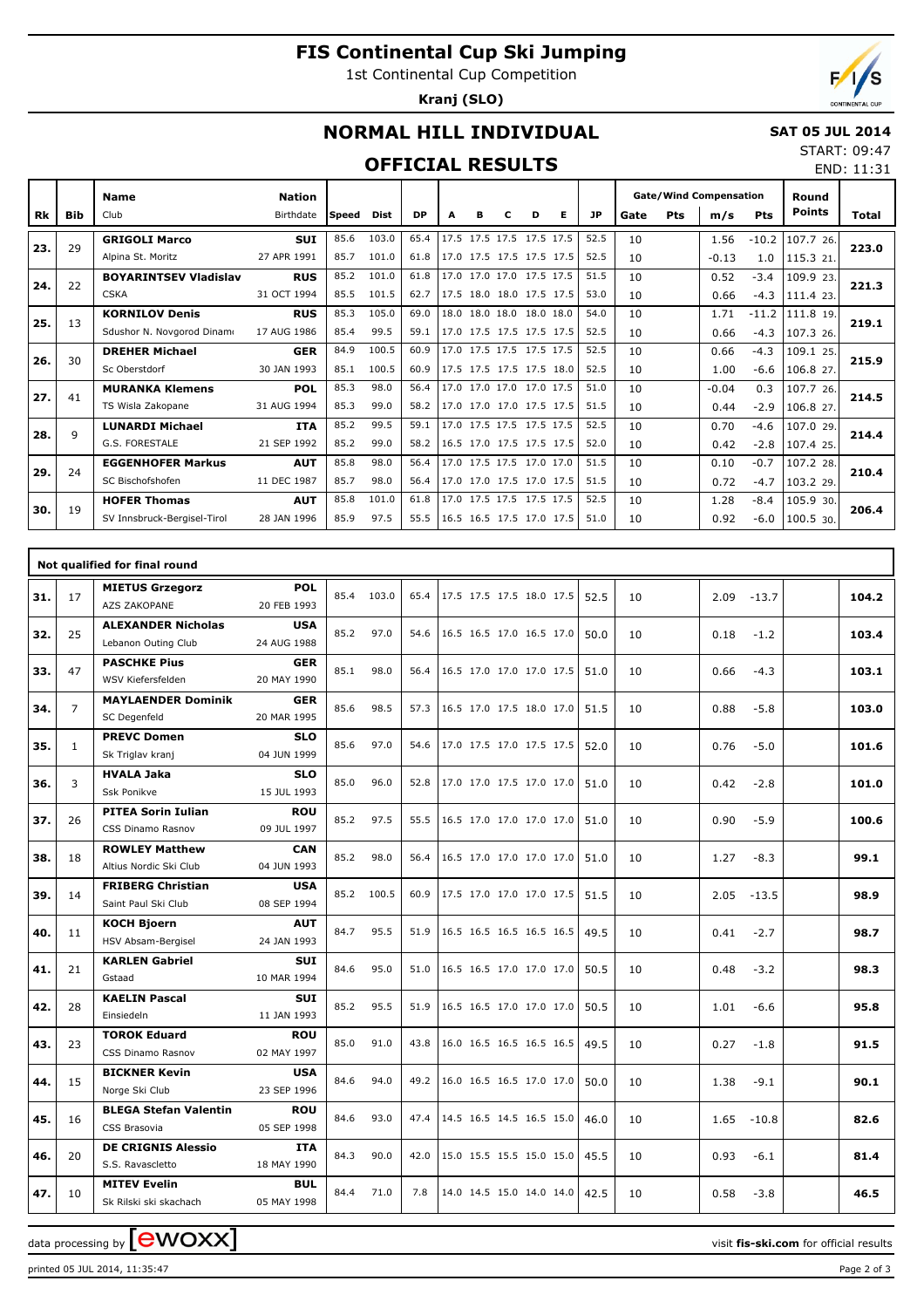# FIS Continental Cup Ski Jumping

1st Continental Cup Competition

**Kranj (SLO)**

## NORMAL HILL INDIVIDUAL

**SAT 05 JUL 2014**

START: 09:47

END: 11:31

## OFFICIAL RESULTS

| Rk | Bib | Name / Club | Nation / Birthdate | Speed | Dist | DP | A | B | C | D | E | JP | Gate | Pts | m/s | Pts | Round Points | Total |
|---|---|---|---|---|---|---|---|---|---|---|---|---|---|---|---|---|---|---|
| 23. | 29 | **GRIGOLI Marco** | **SUI** | 85.6 | 103.0 | 65.4 | 17.5 | 17.5 | 17.5 | 17.5 | 17.5 | 52.5 | 10 | | 1.56 | -10.2 | 107.7 26. | **223.0** |
| | | Alpina St. Moritz | 27 APR 1991 | 85.7 | 101.0 | 61.8 | 17.0 | 17.5 | 17.5 | 17.5 | 17.5 | 52.5 | 10 | | -0.13 | 1.0 | 115.3 21. | |
| 24. | 22 | **BOYARINTSEV Vladislav** | **RUS** | 85.2 | 101.0 | 61.8 | 17.0 | 17.0 | 17.0 | 17.5 | 17.5 | 51.5 | 10 | | 0.52 | -3.4 | 109.9 23. | **221.3** |
| | | CSKA | 31 OCT 1994 | 85.5 | 101.5 | 62.7 | 17.5 | 18.0 | 18.0 | 17.5 | 17.5 | 53.0 | 10 | | 0.66 | -4.3 | 111.4 23. | |
| 25. | 13 | **KORNILOV Denis** | **RUS** | 85.3 | 105.0 | 69.0 | 18.0 | 18.0 | 18.0 | 18.0 | 18.0 | 54.0 | 10 | | 1.71 | -11.2 | 111.8 19. | **219.1** |
| | | Sdushor N. Novgorod Dinamo | 17 AUG 1986 | 85.4 | 99.5 | 59.1 | 17.0 | 17.5 | 17.5 | 17.5 | 17.5 | 52.5 | 10 | | 0.66 | -4.3 | 107.3 26. | |
| 26. | 30 | **DREHER Michael** | **GER** | 84.9 | 100.5 | 60.9 | 17.0 | 17.5 | 17.5 | 17.5 | 17.5 | 52.5 | 10 | | 0.66 | -4.3 | 109.1 25. | **215.9** |
| | | Sc Oberstdorf | 30 JAN 1993 | 85.1 | 100.5 | 60.9 | 17.5 | 17.5 | 17.5 | 17.5 | 18.0 | 52.5 | 10 | | 1.00 | -6.6 | 106.8 27. | |
| 27. | 41 | **MURANKA Klemens** | **POL** | 85.3 | 98.0 | 56.4 | 17.0 | 17.0 | 17.0 | 17.0 | 17.5 | 51.0 | 10 | | -0.04 | 0.3 | 107.7 26. | **214.5** |
| | | TS Wisla Zakopane | 31 AUG 1994 | 85.3 | 99.0 | 58.2 | 17.0 | 17.0 | 17.0 | 17.5 | 17.5 | 51.5 | 10 | | 0.44 | -2.9 | 106.8 27. | |
| 28. | 9 | **LUNARDI Michael** | **ITA** | 85.2 | 99.5 | 59.1 | 17.0 | 17.5 | 17.5 | 17.5 | 17.5 | 52.5 | 10 | | 0.70 | -4.6 | 107.0 29. | **214.4** |
| | | G.S. FORESTALE | 21 SEP 1992 | 85.2 | 99.0 | 58.2 | 16.5 | 17.0 | 17.5 | 17.5 | 17.5 | 52.0 | 10 | | 0.42 | -2.8 | 107.4 25. | |
| 29. | 24 | **EGGENHOFER Markus** | **AUT** | 85.8 | 98.0 | 56.4 | 17.0 | 17.5 | 17.5 | 17.0 | 17.0 | 51.5 | 10 | | 0.10 | -0.7 | 107.2 28. | **210.4** |
| | | SC Bischofshofen | 11 DEC 1987 | 85.7 | 98.0 | 56.4 | 17.0 | 17.0 | 17.5 | 17.0 | 17.5 | 51.5 | 10 | | 0.72 | -4.7 | 103.2 29. | |
| 30. | 19 | **HOFER Thomas** | **AUT** | 85.8 | 101.0 | 61.8 | 17.0 | 17.5 | 17.5 | 17.5 | 17.5 | 52.5 | 10 | | 1.28 | -8.4 | 105.9 30. | **206.4** |
| | | SV Innsbruck-Bergisel-Tirol | 28 JAN 1996 | 85.9 | 97.5 | 55.5 | 16.5 | 16.5 | 17.5 | 17.0 | 17.5 | 51.0 | 10 | | 0.92 | -6.0 | 100.5 30. | |

### Not qualified for final round

| Rk | Bib | Name / Club | Nation / Birthdate | Speed | Dist | DP | A | B | C | D | E | JP | Gate | Pts | m/s | Pts | Round Points | Total |
|---|---|---|---|---|---|---|---|---|---|---|---|---|---|---|---|---|---|---|
| 31. | 17 | **MIETUS Grzegorz** / AZS ZAKOPANE | **POL** / 20 FEB 1993 | 85.4 | 103.0 | 65.4 | 17.5 | 17.5 | 17.5 | 18.0 | 17.5 | 52.5 | 10 | | 2.09 | -13.7 | | **104.2** |
| 32. | 25 | **ALEXANDER Nicholas** / Lebanon Outing Club | **USA** / 24 AUG 1988 | 85.2 | 97.0 | 54.6 | 16.5 | 16.5 | 17.0 | 16.5 | 17.0 | 50.0 | 10 | | 0.18 | -1.2 | | **103.4** |
| 33. | 47 | **PASCHKE Pius** / WSV Kiefersfelden | **GER** / 20 MAY 1990 | 85.1 | 98.0 | 56.4 | 16.5 | 17.0 | 17.0 | 17.0 | 17.5 | 51.0 | 10 | | 0.66 | -4.3 | | **103.1** |
| 34. | 7 | **MAYLAENDER Dominik** / SC Degenfeld | **GER** / 20 MAR 1995 | 85.6 | 98.5 | 57.3 | 16.5 | 17.0 | 17.5 | 18.0 | 17.0 | 51.5 | 10 | | 0.88 | -5.8 | | **103.0** |
| 35. | 1 | **PREVC Domen** / Sk Triglav kranj | **SLO** / 04 JUN 1999 | 85.6 | 97.0 | 54.6 | 17.0 | 17.5 | 17.0 | 17.5 | 17.5 | 52.0 | 10 | | 0.76 | -5.0 | | **101.6** |
| 36. | 3 | **HVALA Jaka** / Ssk Ponikve | **SLO** / 15 JUL 1993 | 85.0 | 96.0 | 52.8 | 17.0 | 17.0 | 17.5 | 17.0 | 17.0 | 51.0 | 10 | | 0.42 | -2.8 | | **101.0** |
| 37. | 26 | **PITEA Sorin Iulian** / CSS Dinamo Rasnov | **ROU** / 09 JUL 1997 | 85.2 | 97.5 | 55.5 | 16.5 | 17.0 | 17.0 | 17.0 | 17.0 | 51.0 | 10 | | 0.90 | -5.9 | | **100.6** |
| 38. | 18 | **ROWLEY Matthew** / Altius Nordic Ski Club | **CAN** / 04 JUN 1993 | 85.2 | 98.0 | 56.4 | 16.5 | 17.0 | 17.0 | 17.0 | 17.0 | 51.0 | 10 | | 1.27 | -8.3 | | **99.1** |
| 39. | 14 | **FRIBERG Christian** / Saint Paul Ski Club | **USA** / 08 SEP 1994 | 85.2 | 100.5 | 60.9 | 17.5 | 17.0 | 17.0 | 17.0 | 17.5 | 51.5 | 10 | | 2.05 | -13.5 | | **98.9** |
| 40. | 11 | **KOCH Bjoern** / HSV Absam-Bergisel | **AUT** / 24 JAN 1993 | 84.7 | 95.5 | 51.9 | 16.5 | 16.5 | 16.5 | 16.5 | 16.5 | 49.5 | 10 | | 0.41 | -2.7 | | **98.7** |
| 41. | 21 | **KARLEN Gabriel** / Gstaad | **SUI** / 10 MAR 1994 | 84.6 | 95.0 | 51.0 | 16.5 | 16.5 | 17.0 | 17.0 | 17.0 | 50.5 | 10 | | 0.48 | -3.2 | | **98.3** |
| 42. | 28 | **KAELIN Pascal** / Einsiedeln | **SUI** / 11 JAN 1993 | 85.2 | 95.5 | 51.9 | 16.5 | 16.5 | 17.0 | 17.0 | 17.0 | 50.5 | 10 | | 1.01 | -6.6 | | **95.8** |
| 43. | 23 | **TOROK Eduard** / CSS Dinamo Rasnov | **ROU** / 02 MAY 1997 | 85.0 | 91.0 | 43.8 | 16.0 | 16.5 | 16.5 | 16.5 | 16.5 | 49.5 | 10 | | 0.27 | -1.8 | | **91.5** |
| 44. | 15 | **BICKNER Kevin** / Norge Ski Club | **USA** / 23 SEP 1996 | 84.6 | 94.0 | 49.2 | 16.0 | 16.5 | 16.5 | 17.0 | 17.0 | 50.0 | 10 | | 1.38 | -9.1 | | **90.1** |
| 45. | 16 | **BLEGA Stefan Valentin** / CSS Brasovia | **ROU** / 05 SEP 1998 | 84.6 | 93.0 | 47.4 | 14.5 | 16.5 | 14.5 | 16.5 | 15.0 | 46.0 | 10 | | 1.65 | -10.8 | | **82.6** |
| 46. | 20 | **DE CRIGNIS Alessio** / S.S. Ravascletto | **ITA** / 18 MAY 1990 | 84.3 | 90.0 | 42.0 | 15.0 | 15.5 | 15.5 | 15.0 | 15.0 | 45.5 | 10 | | 0.93 | -6.1 | | **81.4** |
| 47. | 10 | **MITEV Evelin** / Sk Rilski ski skachach | **BUL** / 05 MAY 1998 | 84.4 | 71.0 | 7.8 | 14.0 | 14.5 | 15.0 | 14.0 | 14.0 | 42.5 | 10 | | 0.58 | -3.8 | | **46.5** |

data processing by ewoxx — visit **fis-ski.com** for official results

printed 05 JUL 2014, 11:35:47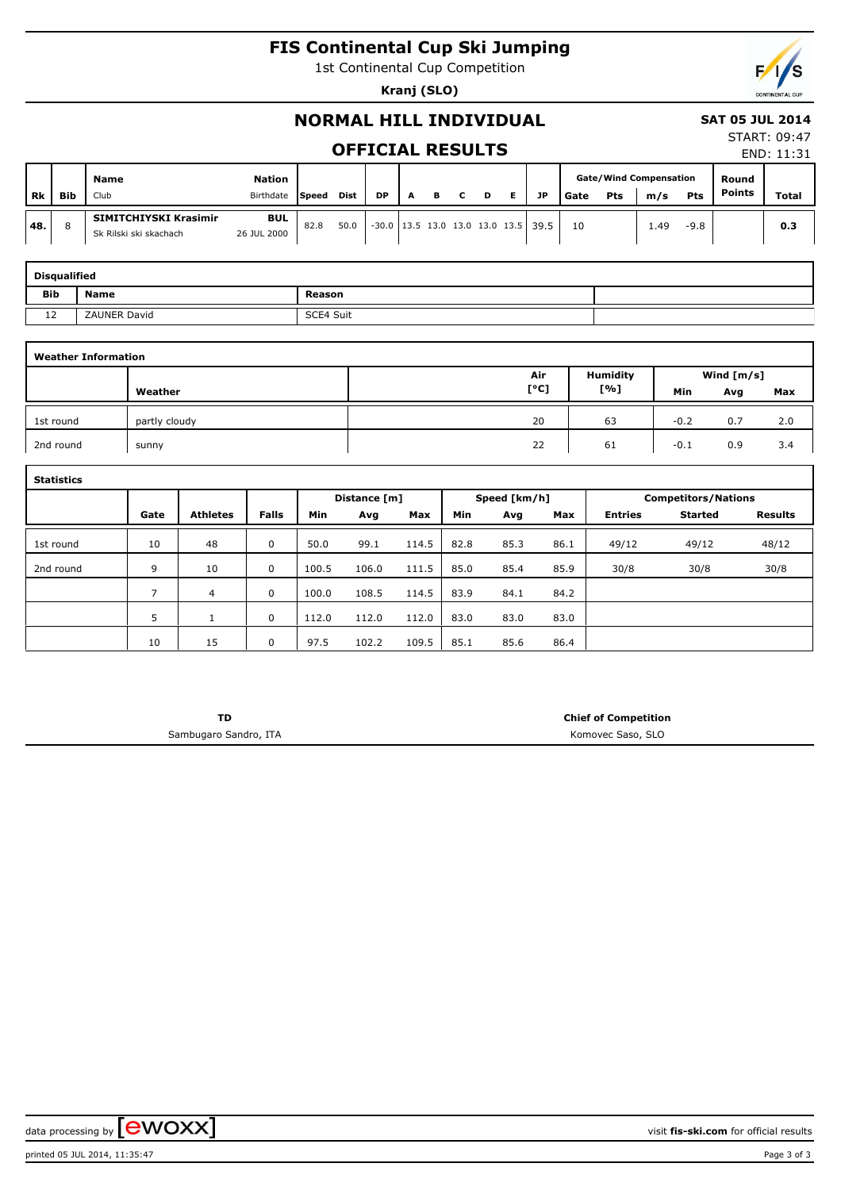# FIS Continental Cup Ski Jumping

1st Continental Cup Competition

**Kranj (SLO)**

## NORMAL HILL INDIVIDUAL

**SAT 05 JUL 2014**

START: 09:47

END: 11:31

## OFFICIAL RESULTS

| Rk | Bib | Name / Club | Nation / Birthdate | Speed | Dist | DP | A | B | C | D | E | JP | Gate | Pts | m/s | Pts | Round Points | Total |
|---|---|---|---|---|---|---|---|---|---|---|---|---|---|---|---|---|---|---|
| 48. | 8 | **SIMITCHIYSKI Krasimir** Sk Rilski ski skachach | **BUL** 26 JUL 2000 | 82.8 | 50.0 | -30.0 | 13.5 | 13.0 | 13.0 | 13.0 | 13.5 | 39.5 | 10 | | 1.49 | -9.8 | | **0.3** |

### Disqualified

| Bib | Name | Reason |
|---|---|---|
| 12 | ZAUNER David | SCE4 Suit |

### Weather Information

| | Weather | Air [°C] | Humidity [%] | Wind [m/s] Min | Avg | Max |
|---|---|---|---|---|---|---|
| 1st round | partly cloudy | 20 | 63 | -0.2 | 0.7 | 2.0 |
| 2nd round | sunny | 22 | 61 | -0.1 | 0.9 | 3.4 |

### Statistics

| | Gate | Athletes | Falls | Distance [m] Min | Avg | Max | Speed [km/h] Min | Avg | Max | Competitors/Nations Entries | Started | Results |
|---|---|---|---|---|---|---|---|---|---|---|---|---|
| 1st round | 10 | 48 | 0 | 50.0 | 99.1 | 114.5 | 82.8 | 85.3 | 86.1 | 49/12 | 49/12 | 48/12 |
| 2nd round | 9 | 10 | 0 | 100.5 | 106.0 | 111.5 | 85.0 | 85.4 | 85.9 | 30/8 | 30/8 | 30/8 |
| | 7 | 4 | 0 | 100.0 | 108.5 | 114.5 | 83.9 | 84.1 | 84.2 | | | |
| | 5 | 1 | 0 | 112.0 | 112.0 | 112.0 | 83.0 | 83.0 | 83.0 | | | |
| | 10 | 15 | 0 | 97.5 | 102.2 | 109.5 | 85.1 | 85.6 | 86.4 | | | |

**TD**
Sambugaro Sandro, ITA

**Chief of Competition**
Komovec Saso, SLO

data processing by [ewoxx]

visit **fis-ski.com** for official results

printed 05 JUL 2014, 11:35:47